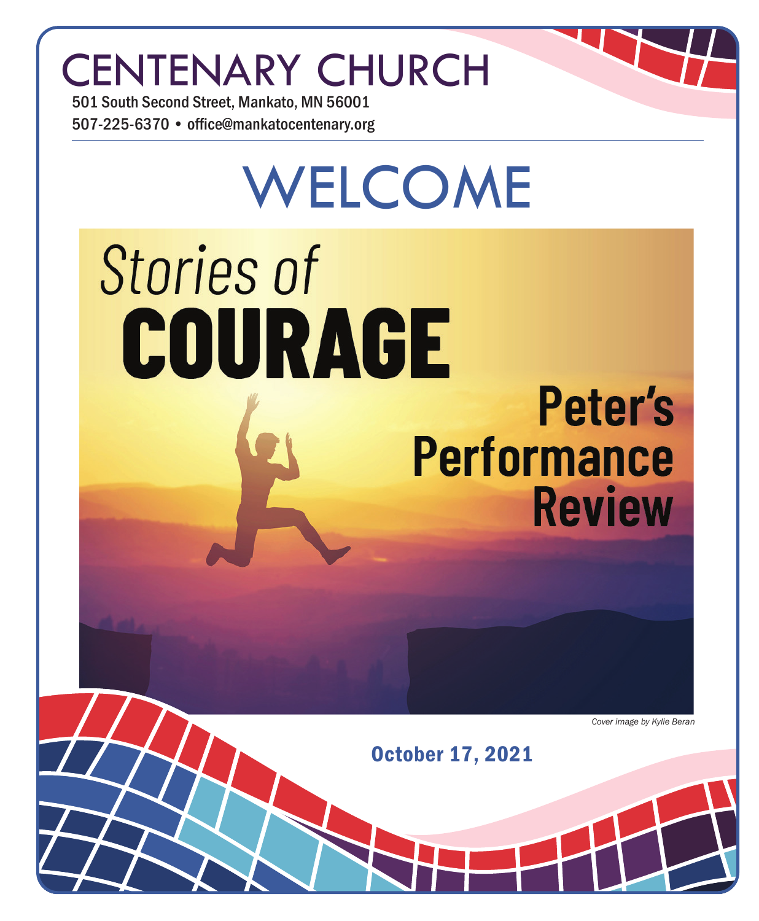# CENTENARY CHURCH

501 South Second Street, Mankato, MN 56001

507-225-6370 • office@mankatocentenary.org

# WELCOME

*Stories of*

**COURAGE**

**Peter's Performance Review**

*Cover image by Kylie Beran*

**October 17, 2021**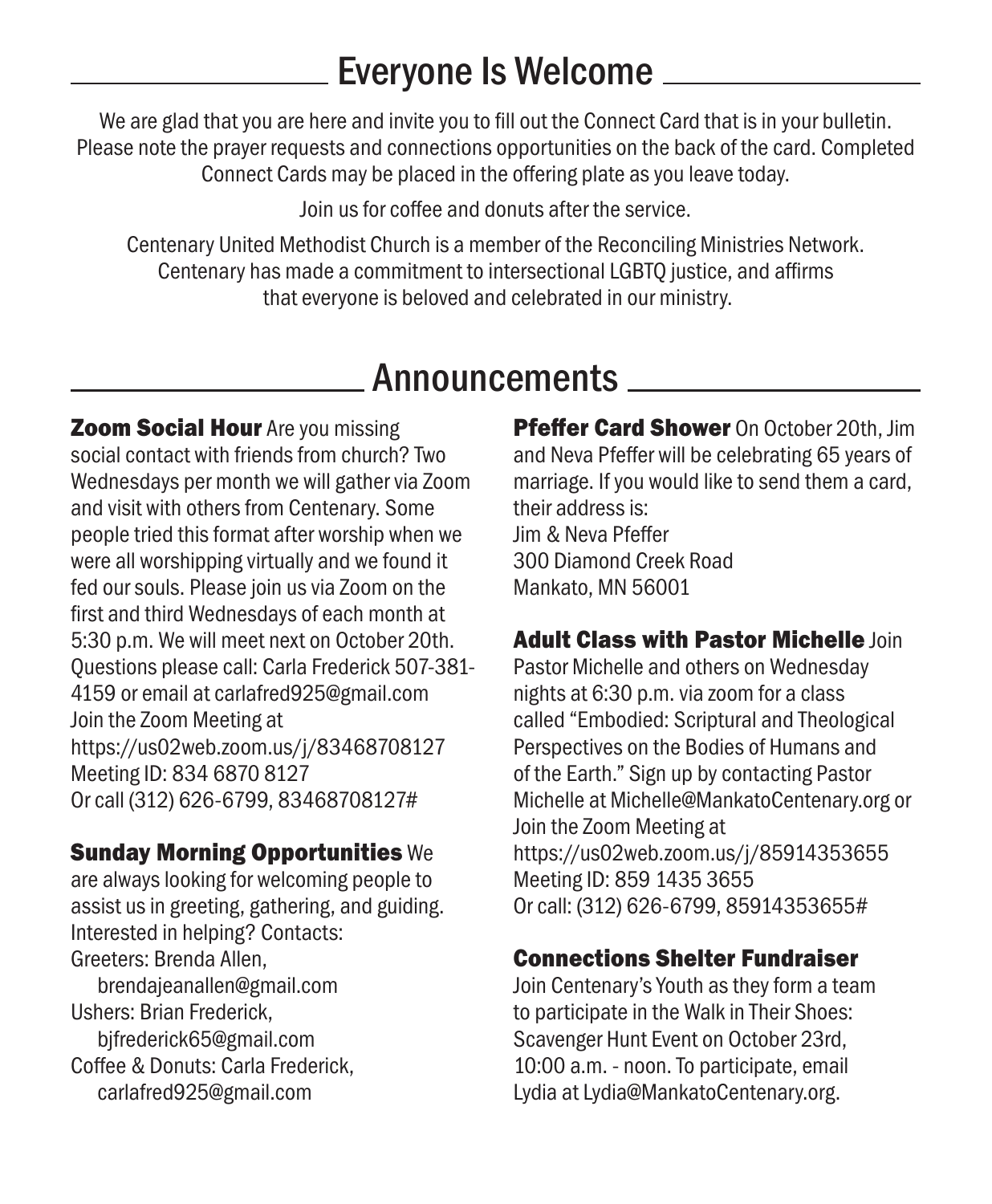## Everyone Is Welcome

We are glad that you are here and invite you to fill out the Connect Card that is in your bulletin. Please note the prayer requests and connections opportunities on the back of the card. Completed Connect Cards may be placed in the offering plate as you leave today.

Join us for coffee and donuts after the service.

Centenary United Methodist Church is a member of the Reconciling Ministries Network. Centenary has made a commitment to intersectional LGBTQ justice, and affirms that everyone is beloved and celebrated in our ministry.

## Announcements

**Zoom Social Hour** Are you missing social contact with friends from church? Two Wednesdays per month we will gather via Zoom and visit with others from Centenary. Some people tried this format after worship when we were all worshipping virtually and we found it fed our souls. Please join us via Zoom on the first and third Wednesdays of each month at 5:30 p.m. We will meet next on October 20th. Questions please call: Carla Frederick 507-381-4159 or email at carlafred925@gmail.com
Join the Zoom Meeting at
https://us02web.zoom.us/j/83468708127
Meeting ID: 834 6870 8127
Or call (312) 626-6799, 83468708127#

**Sunday Morning Opportunities** We are always looking for welcoming people to assist us in greeting, gathering, and guiding. Interested in helping? Contacts:
Greeters: Brenda Allen,
brendajeanallen@gmail.com
Ushers: Brian Frederick,
bjfrederick65@gmail.com
Coffee & Donuts: Carla Frederick,
carlafred925@gmail.com

**Pfeffer Card Shower** On October 20th, Jim and Neva Pfeffer will be celebrating 65 years of marriage. If you would like to send them a card, their address is:
Jim & Neva Pfeffer
300 Diamond Creek Road
Mankato, MN 56001

**Adult Class with Pastor Michelle** Join Pastor Michelle and others on Wednesday nights at 6:30 p.m. via zoom for a class called "Embodied: Scriptural and Theological Perspectives on the Bodies of Humans and of the Earth." Sign up by contacting Pastor Michelle at Michelle@MankatoCentenary.org or Join the Zoom Meeting at
https://us02web.zoom.us/j/85914353655
Meeting ID: 859 1435 3655
Or call: (312) 626-6799, 85914353655#

**Connections Shelter Fundraiser**
Join Centenary's Youth as they form a team to participate in the Walk in Their Shoes: Scavenger Hunt Event on October 23rd, 10:00 a.m. - noon. To participate, email Lydia at Lydia@MankatoCentenary.org.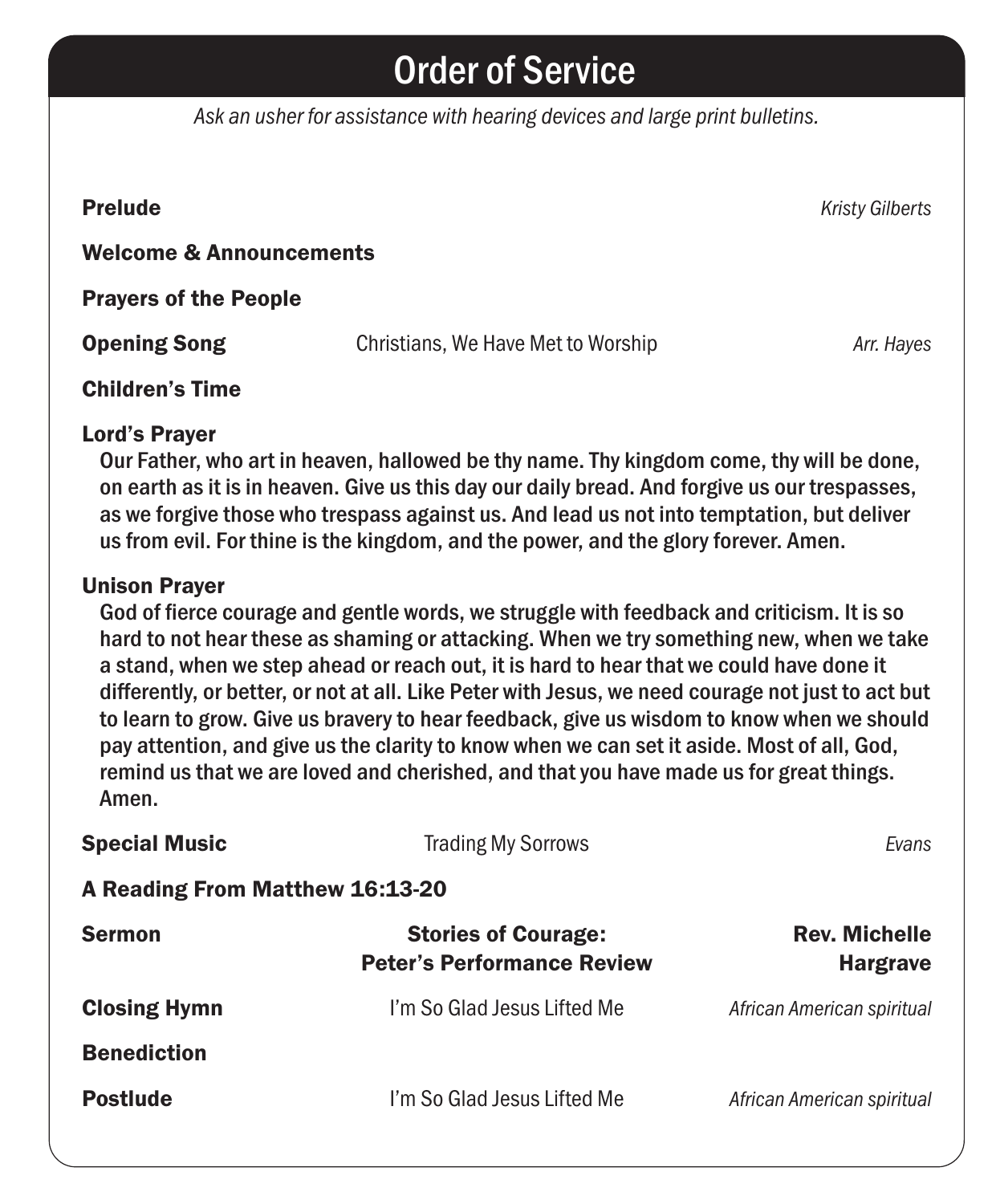# Order of Service

*Ask an usher for assistance with hearing devices and large print bulletins.*

**Prelude** — *Kristy Gilberts*

**Welcome & Announcements**

**Prayers of the People**

**Opening Song** — Christians, We Have Met to Worship — *Arr. Hayes*

**Children's Time**

**Lord's Prayer**

Our Father, who art in heaven, hallowed be thy name. Thy kingdom come, thy will be done, on earth as it is in heaven. Give us this day our daily bread. And forgive us our trespasses, as we forgive those who trespass against us. And lead us not into temptation, but deliver us from evil. For thine is the kingdom, and the power, and the glory forever. Amen.

**Unison Prayer**

God of fierce courage and gentle words, we struggle with feedback and criticism. It is so hard to not hear these as shaming or attacking. When we try something new, when we take a stand, when we step ahead or reach out, it is hard to hear that we could have done it differently, or better, or not at all. Like Peter with Jesus, we need courage not just to act but to learn to grow. Give us bravery to hear feedback, give us wisdom to know when we should pay attention, and give us the clarity to know when we can set it aside. Most of all, God, remind us that we are loved and cherished, and that you have made us for great things. Amen.

**Special Music** — Trading My Sorrows — *Evans*

**A Reading From Matthew 16:13-20**

**Sermon** — **Stories of Courage: Peter's Performance Review** — **Rev. Michelle Hargrave**

**Closing Hymn** — I'm So Glad Jesus Lifted Me — *African American spiritual*

**Benediction**

**Postlude** — I'm So Glad Jesus Lifted Me — *African American spiritual*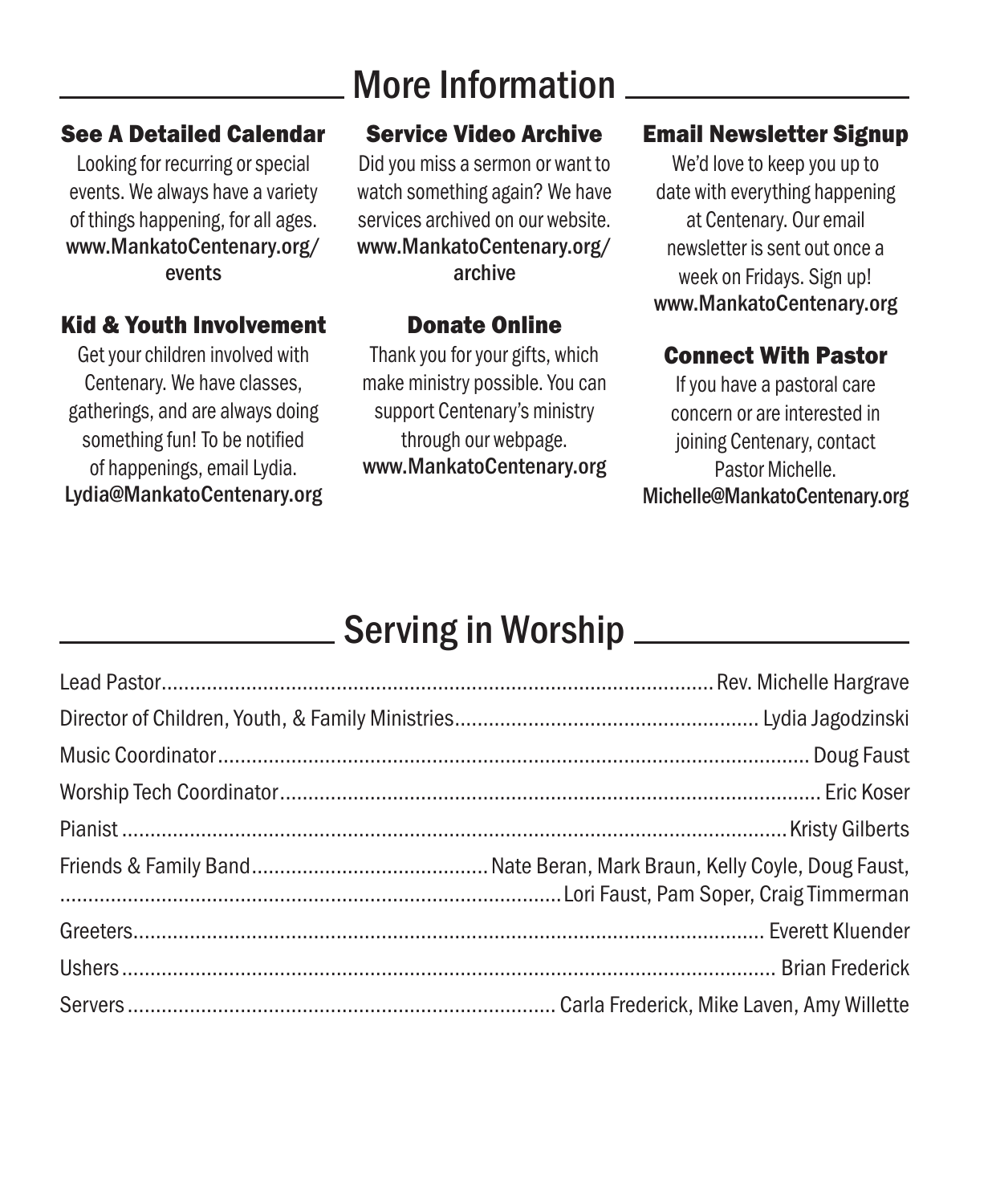# More Information

### See A Detailed Calendar

Looking for recurring or special events. We always have a variety of things happening, for all ages.
**www.MankatoCentenary.org/events**

### Kid & Youth Involvement

Get your children involved with Centenary. We have classes, gatherings, and are always doing something fun! To be notified of happenings, email Lydia.
**Lydia@MankatoCentenary.org**

### Service Video Archive

Did you miss a sermon or want to watch something again? We have services archived on our website.
**www.MankatoCentenary.org/archive**

### Donate Online

Thank you for your gifts, which make ministry possible. You can support Centenary's ministry through our webpage.
**www.MankatoCentenary.org**

### Email Newsletter Signup

We'd love to keep you up to date with everything happening at Centenary. Our email newsletter is sent out once a week on Fridays. Sign up!
**www.MankatoCentenary.org**

### Connect With Pastor

If you have a pastoral care concern or are interested in joining Centenary, contact Pastor Michelle.
**Michelle@MankatoCentenary.org**

# Serving in Worship

| | |
|---|---|
| Lead Pastor | Rev. Michelle Hargrave |
| Director of Children, Youth, & Family Ministries | Lydia Jagodzinski |
| Music Coordinator | Doug Faust |
| Worship Tech Coordinator | Eric Koser |
| Pianist | Kristy Gilberts |
| Friends & Family Band | Nate Beran, Mark Braun, Kelly Coyle, Doug Faust, Lori Faust, Pam Soper, Craig Timmerman |
| Greeters | Everett Kluender |
| Ushers | Brian Frederick |
| Servers | Carla Frederick, Mike Laven, Amy Willette |